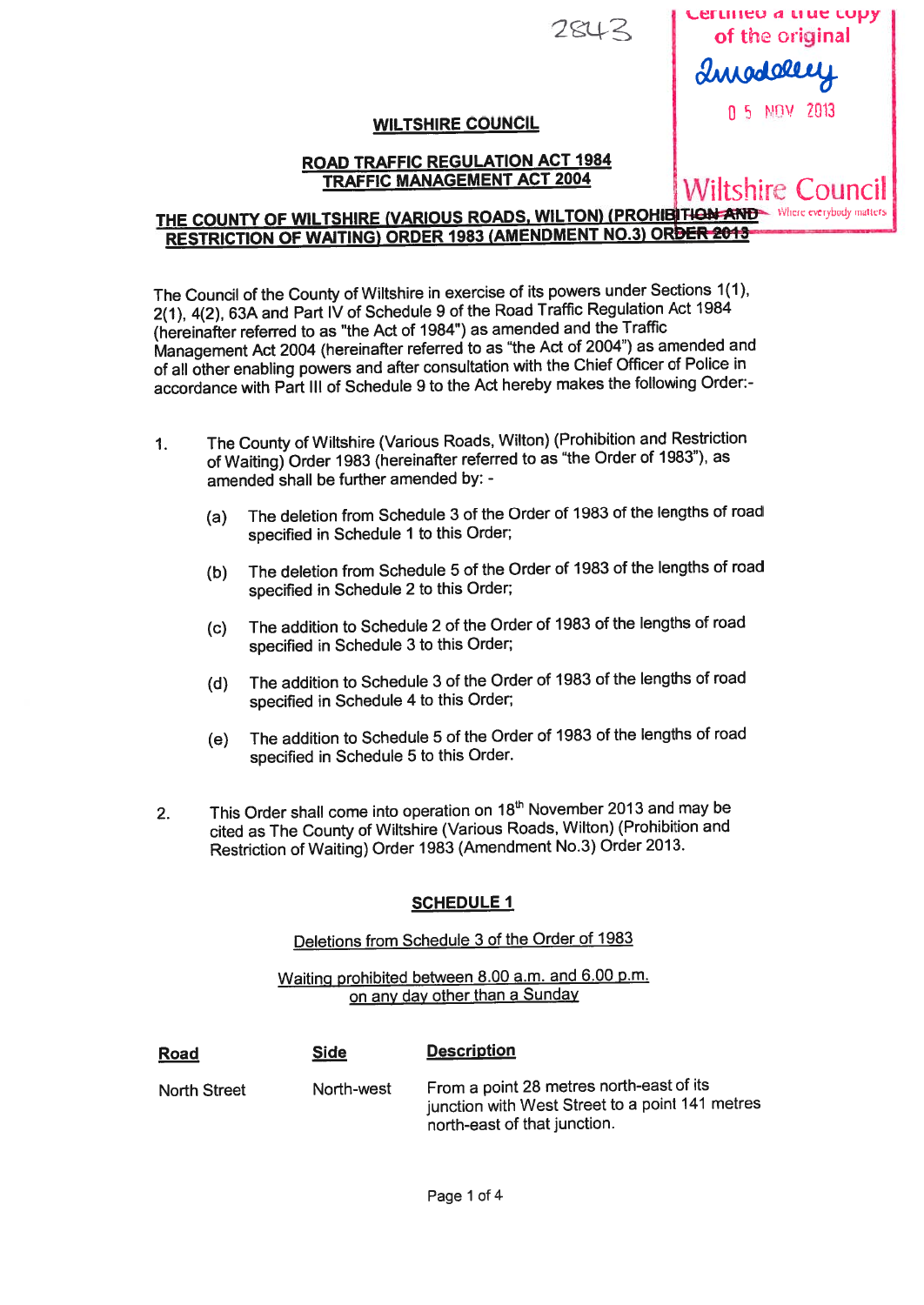2843

Certified a true copy of the original

05 NOV 2013

Wiltshire Council
Where everybody matters

## WILTSHIRE COUNCIL

### ROAD TRAFFIC REGULATION ACT 1984
### TRAFFIC MANAGEMENT ACT 2004

### THE COUNTY OF WILTSHIRE (VARIOUS ROADS, WILTON) (PROHIBITION AND RESTRICTION OF WAITING) ORDER 1983 (AMENDMENT NO.3) ORDER 2013

The Council of the County of Wiltshire in exercise of its powers under Sections 1(1), 2(1), 4(2), 63A and Part IV of Schedule 9 of the Road Traffic Regulation Act 1984 (hereinafter referred to as "the Act of 1984") as amended and the Traffic Management Act 2004 (hereinafter referred to as "the Act of 2004") as amended and of all other enabling powers and after consultation with the Chief Officer of Police in accordance with Part III of Schedule 9 to the Act hereby makes the following Order:-

1. The County of Wiltshire (Various Roads, Wilton) (Prohibition and Restriction of Waiting) Order 1983 (hereinafter referred to as "the Order of 1983"), as amended shall be further amended by: -

   (a) The deletion from Schedule 3 of the Order of 1983 of the lengths of road specified in Schedule 1 to this Order;

   (b) The deletion from Schedule 5 of the Order of 1983 of the lengths of road specified in Schedule 2 to this Order;

   (c) The addition to Schedule 2 of the Order of 1983 of the lengths of road specified in Schedule 3 to this Order;

   (d) The addition to Schedule 3 of the Order of 1983 of the lengths of road specified in Schedule 4 to this Order;

   (e) The addition to Schedule 5 of the Order of 1983 of the lengths of road specified in Schedule 5 to this Order.

2. This Order shall come into operation on 18th November 2013 and may be cited as The County of Wiltshire (Various Roads, Wilton) (Prohibition and Restriction of Waiting) Order 1983 (Amendment No.3) Order 2013.

### SCHEDULE 1

Deletions from Schedule 3 of the Order of 1983

Waiting prohibited between 8.00 a.m. and 6.00 p.m. on any day other than a Sunday

| Road | Side | Description |
|---|---|---|
| North Street | North-west | From a point 28 metres north-east of its junction with West Street to a point 141 metres north-east of that junction. |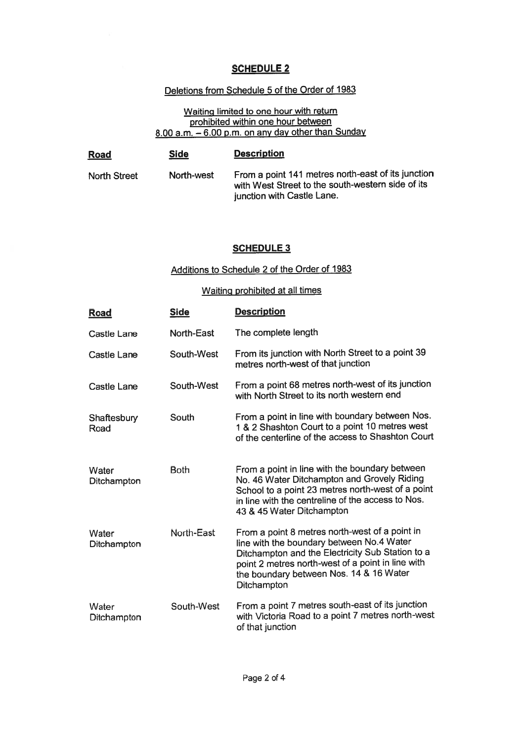## SCHEDULE 2

Deletions from Schedule 5 of the Order of 1983

Waiting limited to one hour with return prohibited within one hour between 8.00 a.m. – 6.00 p.m. on any day other than Sunday

| Road | Side | Description |
|---|---|---|
| North Street | North-west | From a point 141 metres north-east of its junction with West Street to the south-western side of its junction with Castle Lane. |

## SCHEDULE 3

Additions to Schedule 2 of the Order of 1983

Waiting prohibited at all times

| Road | Side | Description |
|---|---|---|
| Castle Lane | North-East | The complete length |
| Castle Lane | South-West | From its junction with North Street to a point 39 metres north-west of that junction |
| Castle Lane | South-West | From a point 68 metres north-west of its junction with North Street to its north western end |
| Shaftesbury Road | South | From a point in line with boundary between Nos. 1 & 2 Shashton Court to a point 10 metres west of the centerline of the access to Shashton Court |
| Water Ditchampton | Both | From a point in line with the boundary between No. 46 Water Ditchampton and Grovely Riding School to a point 23 metres north-west of a point in line with the centreline of the access to Nos. 43 & 45 Water Ditchampton |
| Water Ditchampton | North-East | From a point 8 metres north-west of a point in line with the boundary between No.4 Water Ditchampton and the Electricity Sub Station to a point 2 metres north-west of a point in line with the boundary between Nos. 14 & 16 Water Ditchampton |
| Water Ditchampton | South-West | From a point 7 metres south-east of its junction with Victoria Road to a point 7 metres north-west of that junction |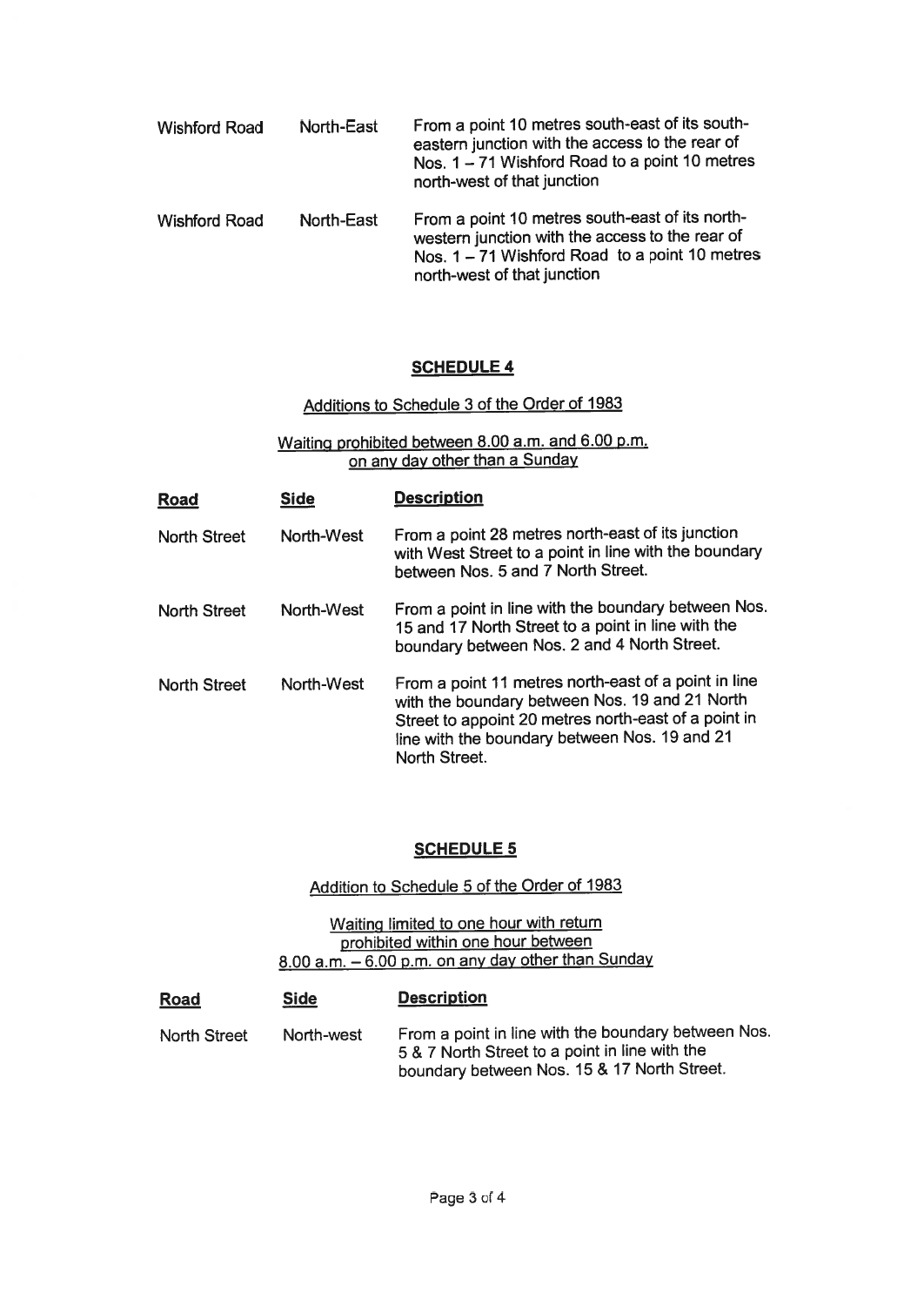| | | |
|---|---|---|
| Wishford Road | North-East | From a point 10 metres south-east of its south-eastern junction with the access to the rear of Nos. 1 – 71 Wishford Road to a point 10 metres north-west of that junction |
| Wishford Road | North-East | From a point 10 metres south-east of its north-western junction with the access to the rear of Nos. 1 – 71 Wishford Road to a point 10 metres north-west of that junction |

## SCHEDULE 4

Additions to Schedule 3 of the Order of 1983

Waiting prohibited between 8.00 a.m. and 6.00 p.m. on any day other than a Sunday

| Road | Side | Description |
|---|---|---|
| North Street | North-West | From a point 28 metres north-east of its junction with West Street to a point in line with the boundary between Nos. 5 and 7 North Street. |
| North Street | North-West | From a point in line with the boundary between Nos. 15 and 17 North Street to a point in line with the boundary between Nos. 2 and 4 North Street. |
| North Street | North-West | From a point 11 metres north-east of a point in line with the boundary between Nos. 19 and 21 North Street to appoint 20 metres north-east of a point in line with the boundary between Nos. 19 and 21 North Street. |

## SCHEDULE 5

Addition to Schedule 5 of the Order of 1983

Waiting limited to one hour with return prohibited within one hour between 8.00 a.m. – 6.00 p.m. on any day other than Sunday

| Road | Side | Description |
|---|---|---|
| North Street | North-west | From a point in line with the boundary between Nos. 5 & 7 North Street to a point in line with the boundary between Nos. 15 & 17 North Street. |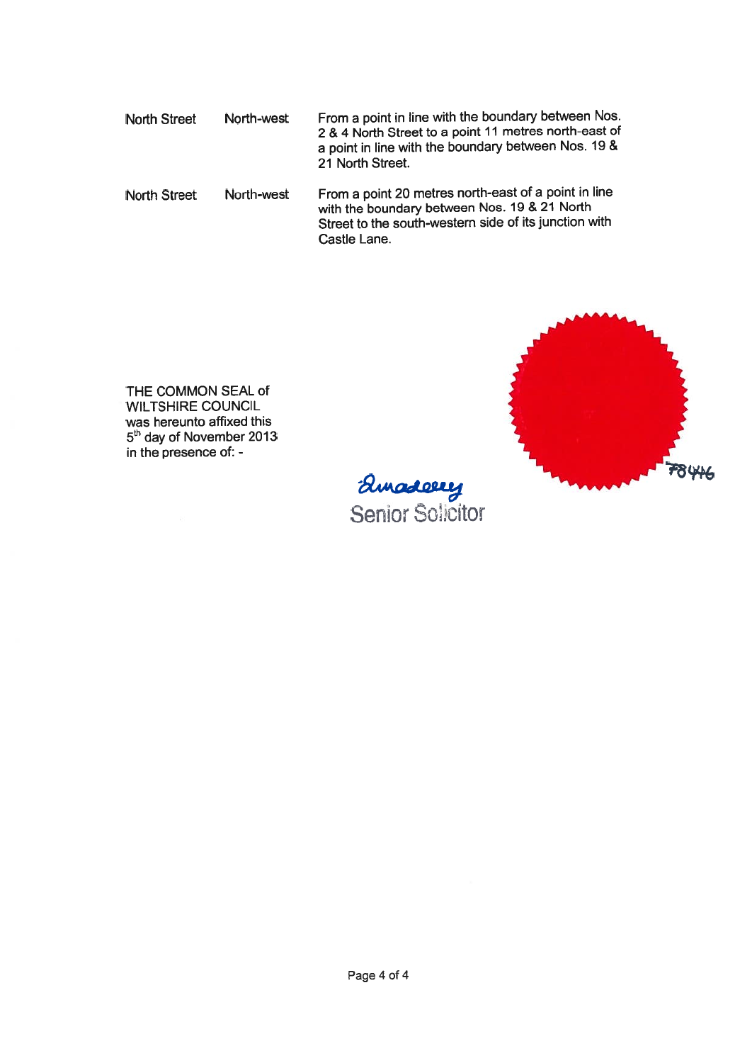| | | |
|---|---|---|
| North Street | North-west | From a point in line with the boundary between Nos. 2 & 4 North Street to a point 11 metres north-east of a point in line with the boundary between Nos. 19 & 21 North Street. |
| North Street | North-west | From a point 20 metres north-east of a point in line with the boundary between Nos. 19 & 21 North Street to the south-western side of its junction with Castle Lane. |

THE COMMON SEAL of
WILTSHIRE COUNCIL
was hereunto affixed this
5th day of November 2013
in the presence of: -

78446

Senior Solicitor